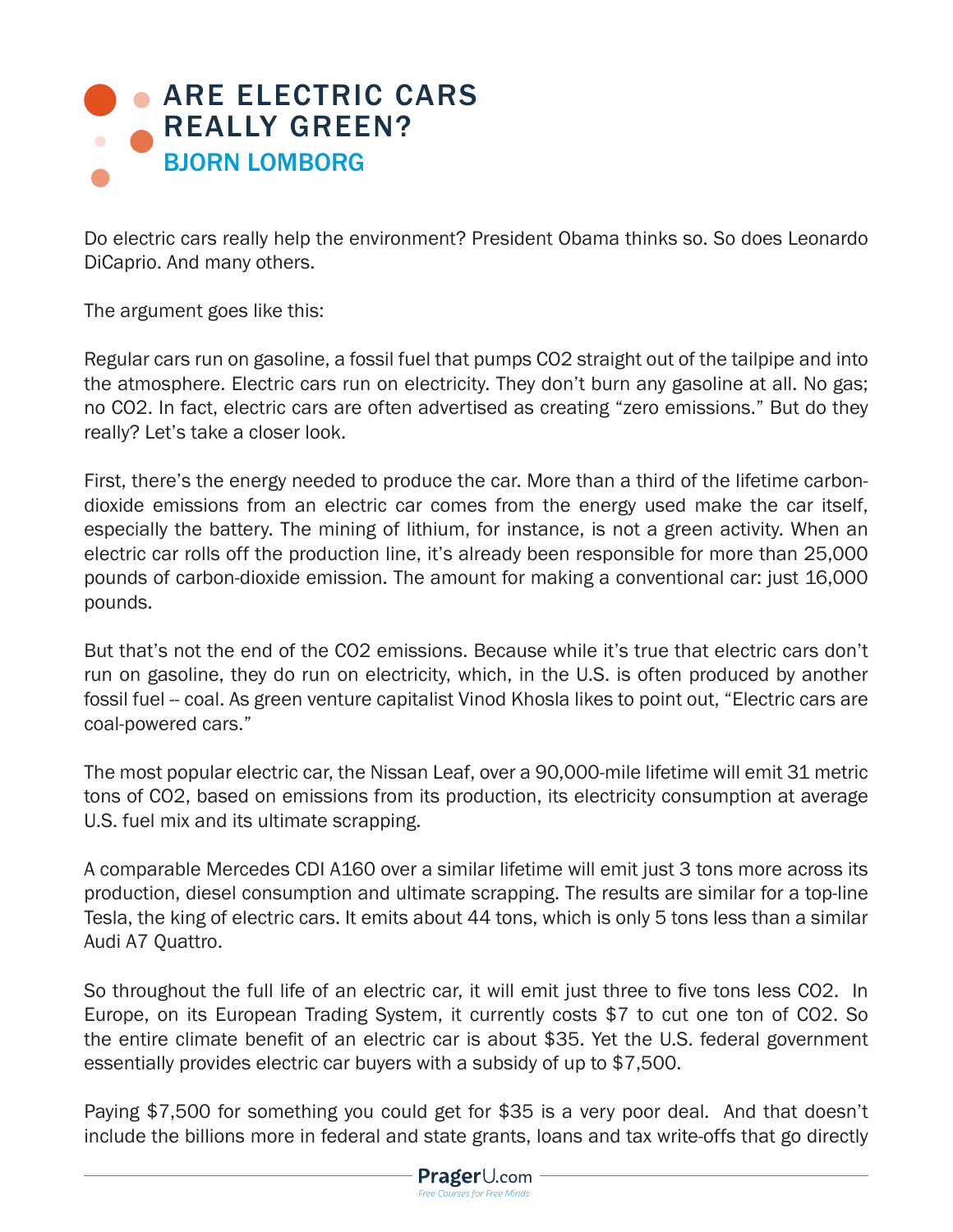# ARE ELECTRIC CARS REALLY GREEN?

## BJORN LOMBORG

Do electric cars really help the environment? President Obama thinks so. So does Leonardo DiCaprio. And many others.

The argument goes like this:

Regular cars run on gasoline, a fossil fuel that pumps $CO_2$ straight out of the tailpipe and into the atmosphere. Electric cars run on electricity. They don't burn any gasoline at all. No gas; no $CO_2$. In fact, electric cars are often advertised as creating "zero emissions." But do they really? Let's take a closer look.

First, there's the energy needed to produce the car. More than a third of the lifetime carbon-dioxide emissions from an electric car comes from the energy used make the car itself, especially the battery. The mining of lithium, for instance, is not a green activity. When an electric car rolls off the production line, it's already been responsible for more than 25,000 pounds of carbon-dioxide emission. The amount for making a conventional car: just 16,000 pounds.

But that's not the end of the $CO_2$ emissions. Because while it's true that electric cars don't run on gasoline, they do run on electricity, which, in the U.S. is often produced by another fossil fuel -- coal. As green venture capitalist Vinod Khosla likes to point out, "Electric cars are coal-powered cars."

The most popular electric car, the Nissan Leaf, over a 90,000-mile lifetime will emit 31 metric tons of $CO_2$, based on emissions from its production, its electricity consumption at average U.S. fuel mix and its ultimate scrapping.

A comparable Mercedes CDI A160 over a similar lifetime will emit just 3 tons more across its production, diesel consumption and ultimate scrapping. The results are similar for a top-line Tesla, the king of electric cars. It emits about 44 tons, which is only 5 tons less than a similar Audi A7 Quattro.

So throughout the full life of an electric car, it will emit just three to five tons less $CO_2$. In Europe, on its European Trading System, it currently costs $7 to cut one ton of $CO_2$. So the entire climate benefit of an electric car is about $35. Yet the U.S. federal government essentially provides electric car buyers with a subsidy of up to $7,500.

Paying $7,500 for something you could get for $35 is a very poor deal. And that doesn't include the billions more in federal and state grants, loans and tax write-offs that go directly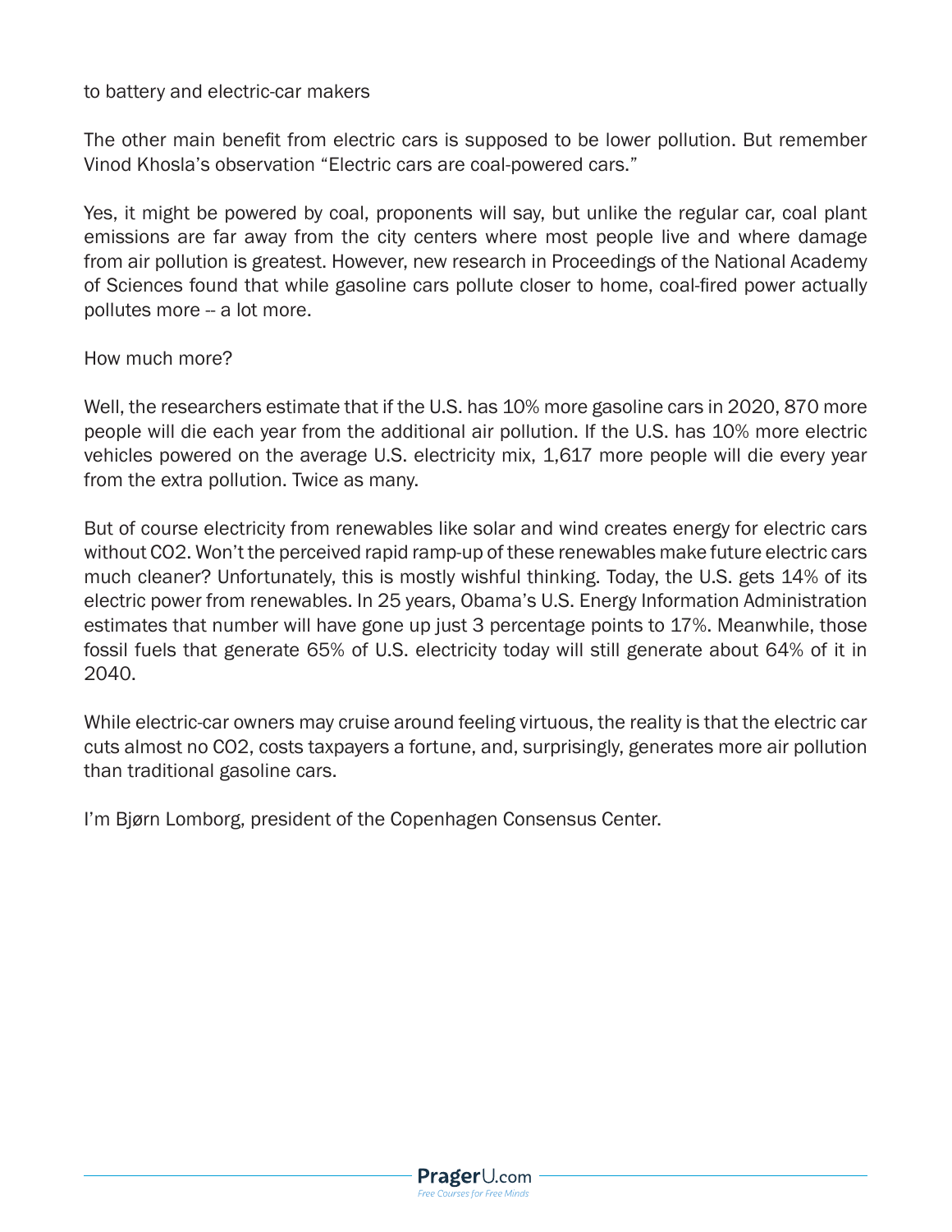to battery and electric-car makers

The other main benefit from electric cars is supposed to be lower pollution. But remember Vinod Khosla's observation "Electric cars are coal-powered cars."

Yes, it might be powered by coal, proponents will say, but unlike the regular car, coal plant emissions are far away from the city centers where most people live and where damage from air pollution is greatest. However, new research in Proceedings of the National Academy of Sciences found that while gasoline cars pollute closer to home, coal-fired power actually pollutes more -- a lot more.

How much more?

Well, the researchers estimate that if the U.S. has 10% more gasoline cars in 2020, 870 more people will die each year from the additional air pollution. If the U.S. has 10% more electric vehicles powered on the average U.S. electricity mix, 1,617 more people will die every year from the extra pollution. Twice as many.

But of course electricity from renewables like solar and wind creates energy for electric cars without $CO_2$. Won't the perceived rapid ramp-up of these renewables make future electric cars much cleaner? Unfortunately, this is mostly wishful thinking. Today, the U.S. gets 14% of its electric power from renewables. In 25 years, Obama's U.S. Energy Information Administration estimates that number will have gone up just 3 percentage points to 17%. Meanwhile, those fossil fuels that generate 65% of U.S. electricity today will still generate about 64% of it in 2040.

While electric-car owners may cruise around feeling virtuous, the reality is that the electric car cuts almost no $CO_2$, costs taxpayers a fortune, and, surprisingly, generates more air pollution than traditional gasoline cars.

I'm Bjørn Lomborg, president of the Copenhagen Consensus Center.